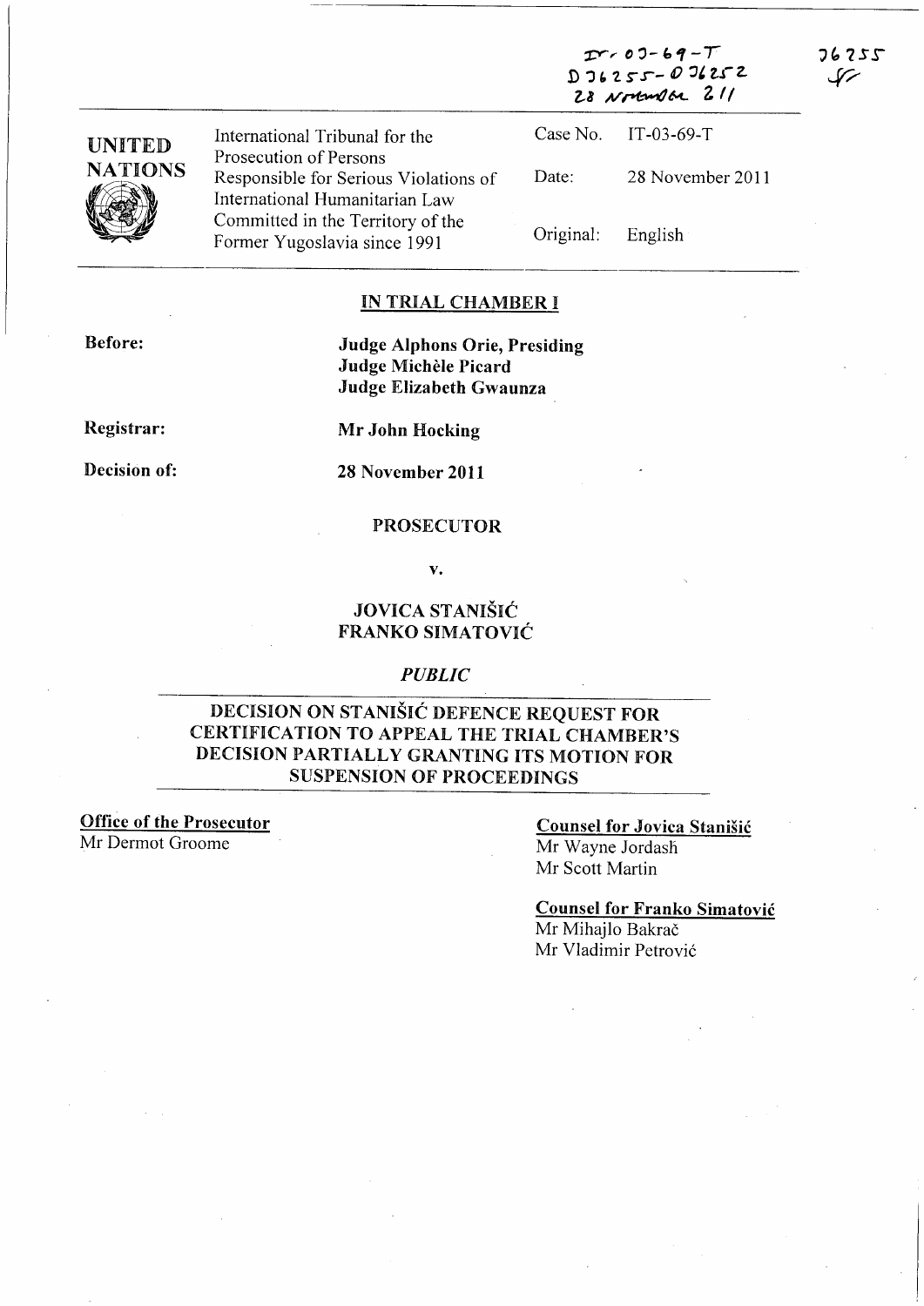IT-03-69-T
D36255-D36252
28 November 2011

36255
SF

| UNITED NATIONS | International Tribunal for the Prosecution of Persons Responsible for Serious Violations of International Humanitarian Law Committed in the Territory of the Former Yugoslavia since 1991 | Case No. | IT-03-69-T |
|---|---|---|---|
| | | Date: | 28 November 2011 |
| | | Original: | English |

## IN TRIAL CHAMBER I

**Before:** **Judge Alphons Orie, Presiding**
**Judge Michèle Picard**
**Judge Elizabeth Gwaunza**

**Registrar:** **Mr John Hocking**

**Decision of:** **28 November 2011**

**PROSECUTOR**

**v.**

**JOVICA STANIŠIĆ**
**FRANKO SIMATOVIĆ**

***PUBLIC***

## DECISION ON STANIŠIĆ DEFENCE REQUEST FOR CERTIFICATION TO APPEAL THE TRIAL CHAMBER'S DECISION PARTIALLY GRANTING ITS MOTION FOR SUSPENSION OF PROCEEDINGS

**Office of the Prosecutor**
Mr Dermot Groome

**Counsel for Jovica Stanišić**
Mr Wayne Jordash
Mr Scott Martin

**Counsel for Franko Simatović**
Mr Mihajlo Bakrač
Mr Vladimir Petrović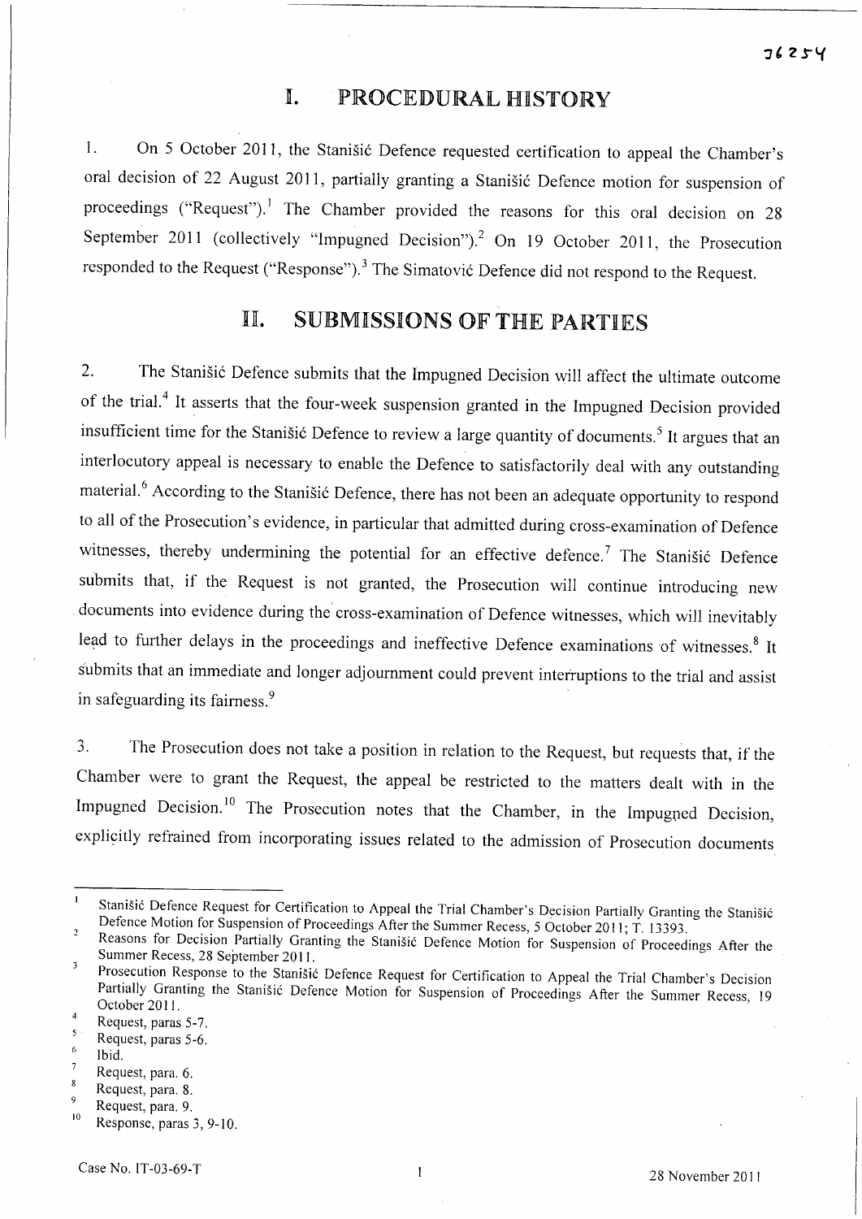# I. PROCEDURAL HISTORY

1. On 5 October 2011, the Stanišić Defence requested certification to appeal the Chamber's oral decision of 22 August 2011, partially granting a Stanišić Defence motion for suspension of proceedings ("Request").[1] The Chamber provided the reasons for this oral decision on 28 September 2011 (collectively "Impugned Decision").[2] On 19 October 2011, the Prosecution responded to the Request ("Response").[3] The Simatović Defence did not respond to the Request.

# II. SUBMISSIONS OF THE PARTIES

2. The Stanišić Defence submits that the Impugned Decision will affect the ultimate outcome of the trial.[4] It asserts that the four-week suspension granted in the Impugned Decision provided insufficient time for the Stanišić Defence to review a large quantity of documents.[5] It argues that an interlocutory appeal is necessary to enable the Defence to satisfactorily deal with any outstanding material.[6] According to the Stanišić Defence, there has not been an adequate opportunity to respond to all of the Prosecution's evidence, in particular that admitted during cross-examination of Defence witnesses, thereby undermining the potential for an effective defence.[7] The Stanišić Defence submits that, if the Request is not granted, the Prosecution will continue introducing new documents into evidence during the cross-examination of Defence witnesses, which will inevitably lead to further delays in the proceedings and ineffective Defence examinations of witnesses.[8] It submits that an immediate and longer adjournment could prevent interruptions to the trial and assist in safeguarding its fairness.[9]

3. The Prosecution does not take a position in relation to the Request, but requests that, if the Chamber were to grant the Request, the appeal be restricted to the matters dealt with in the Impugned Decision.[10] The Prosecution notes that the Chamber, in the Impugned Decision, explicitly refrained from incorporating issues related to the admission of Prosecution documents

---

[1] Stanišić Defence Request for Certification to Appeal the Trial Chamber's Decision Partially Granting the Stanišić Defence Motion for Suspension of Proceedings After the Summer Recess, 5 October 2011; T. 13393.

[2] Reasons for Decision Partially Granting the Stanišić Defence Motion for Suspension of Proceedings After the Summer Recess, 28 September 2011.

[3] Prosecution Response to the Stanišić Defence Request for Certification to Appeal the Trial Chamber's Decision Partially Granting the Stanišić Defence Motion for Suspension of Proceedings After the Summer Recess, 19 October 2011.

[4] Request, paras 5-7.

[5] Request, paras 5-6.

[6] Ibid.

[7] Request, para. 6.

[8] Request, para. 8.

[9] Request, para. 9.

[10] Response, paras 3, 9-10.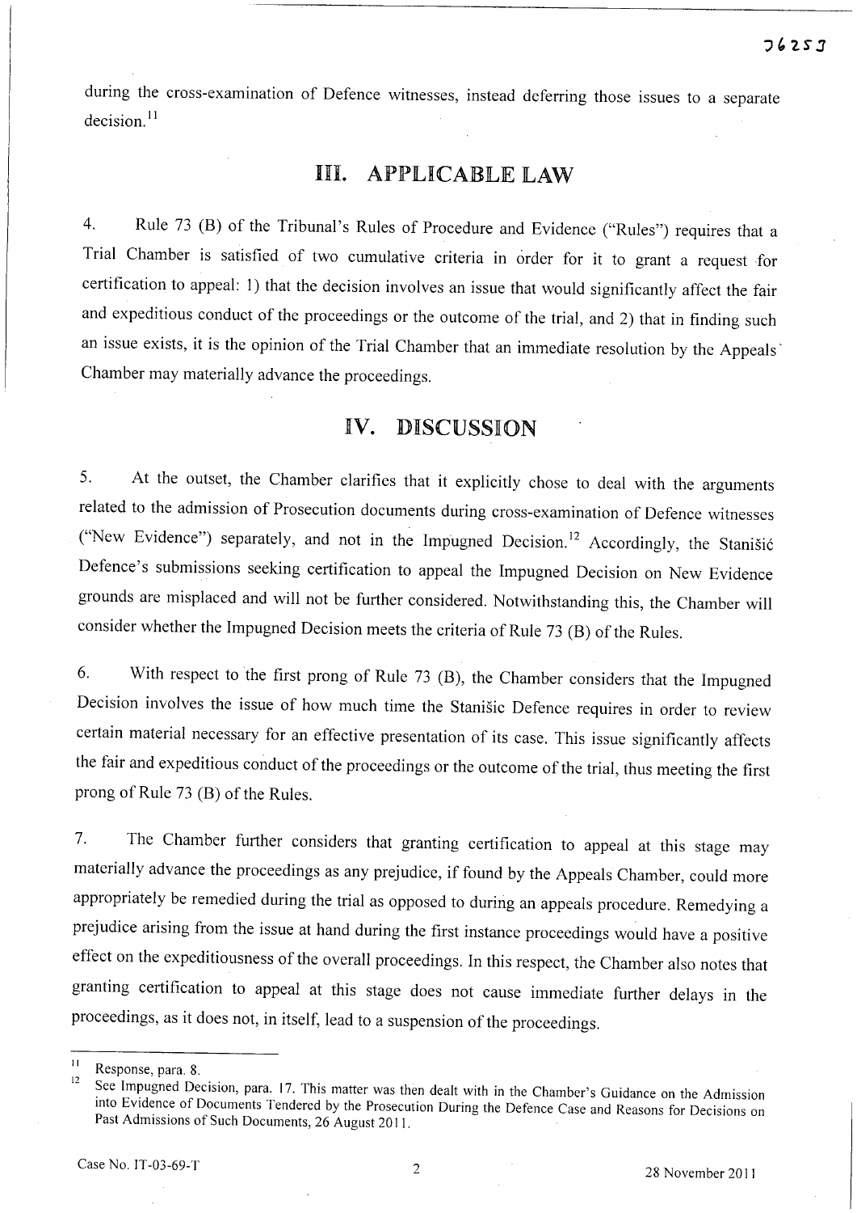during the cross-examination of Defence witnesses, instead deferring those issues to a separate decision.[11]

## III. APPLICABLE LAW

4. Rule 73 (B) of the Tribunal's Rules of Procedure and Evidence ("Rules") requires that a Trial Chamber is satisfied of two cumulative criteria in order for it to grant a request for certification to appeal: 1) that the decision involves an issue that would significantly affect the fair and expeditious conduct of the proceedings or the outcome of the trial, and 2) that in finding such an issue exists, it is the opinion of the Trial Chamber that an immediate resolution by the Appeals Chamber may materially advance the proceedings.

## IV. DISCUSSION

5. At the outset, the Chamber clarifies that it explicitly chose to deal with the arguments related to the admission of Prosecution documents during cross-examination of Defence witnesses ("New Evidence") separately, and not in the Impugned Decision.[12] Accordingly, the Stanišić Defence's submissions seeking certification to appeal the Impugned Decision on New Evidence grounds are misplaced and will not be further considered. Notwithstanding this, the Chamber will consider whether the Impugned Decision meets the criteria of Rule 73 (B) of the Rules.

6. With respect to the first prong of Rule 73 (B), the Chamber considers that the Impugned Decision involves the issue of how much time the Stanišic Defence requires in order to review certain material necessary for an effective presentation of its case. This issue significantly affects the fair and expeditious conduct of the proceedings or the outcome of the trial, thus meeting the first prong of Rule 73 (B) of the Rules.

7. The Chamber further considers that granting certification to appeal at this stage may materially advance the proceedings as any prejudice, if found by the Appeals Chamber, could more appropriately be remedied during the trial as opposed to during an appeals procedure. Remedying a prejudice arising from the issue at hand during the first instance proceedings would have a positive effect on the expeditiousness of the overall proceedings. In this respect, the Chamber also notes that granting certification to appeal at this stage does not cause immediate further delays in the proceedings, as it does not, in itself, lead to a suspension of the proceedings.

---

[11] Response, para. 8.

[12] See Impugned Decision, para. 17. This matter was then dealt with in the Chamber's Guidance on the Admission into Evidence of Documents Tendered by the Prosecution During the Defence Case and Reasons for Decisions on Past Admissions of Such Documents, 26 August 2011.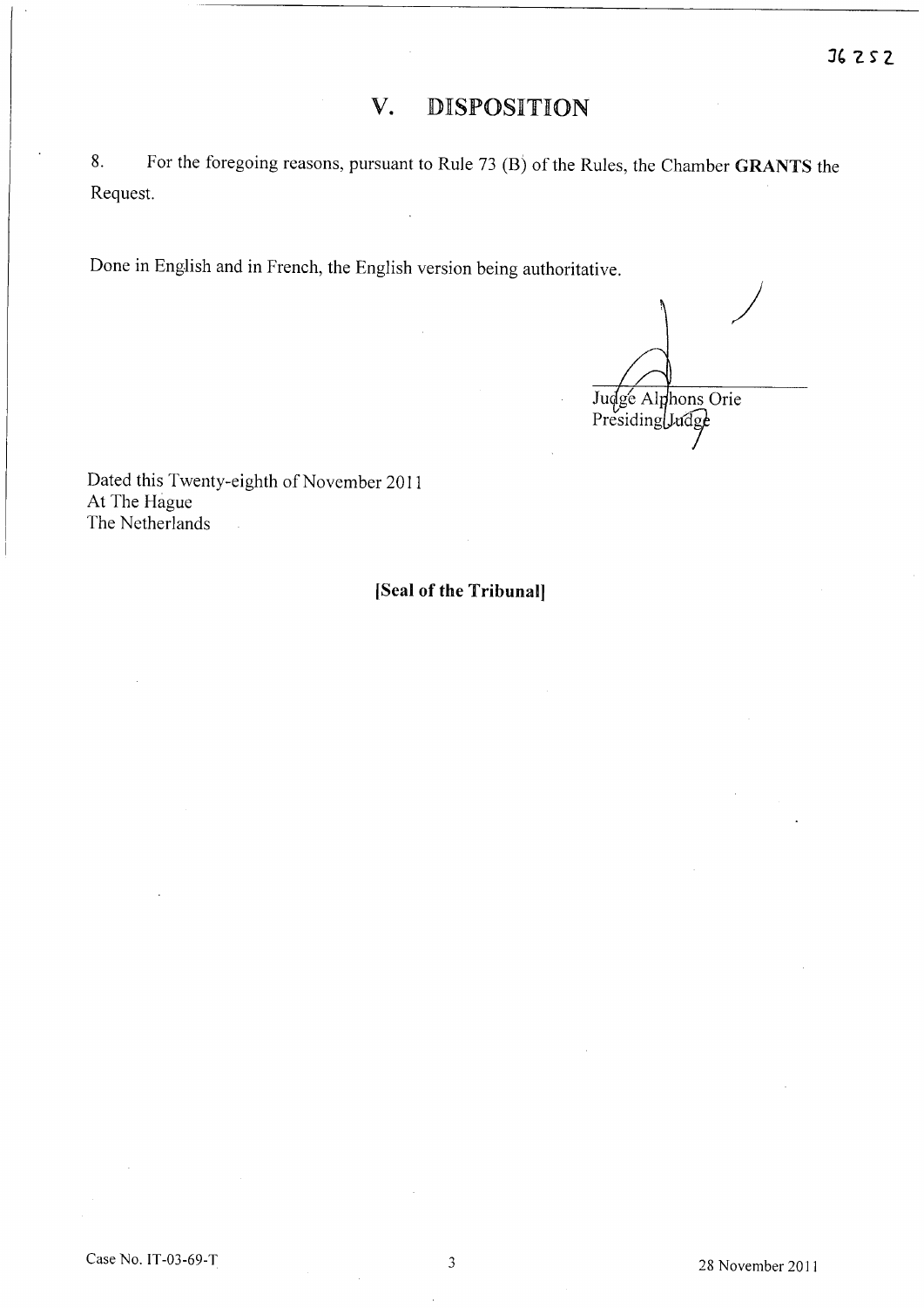## V. DISPOSITION

8. For the foregoing reasons, pursuant to Rule 73 (B) of the Rules, the Chamber **GRANTS** the Request.

Done in English and in French, the English version being authoritative.

Judge Alphons Orie
Presiding Judge

Dated this Twenty-eighth of November 2011
At The Hague
The Netherlands

**[Seal of the Tribunal]**